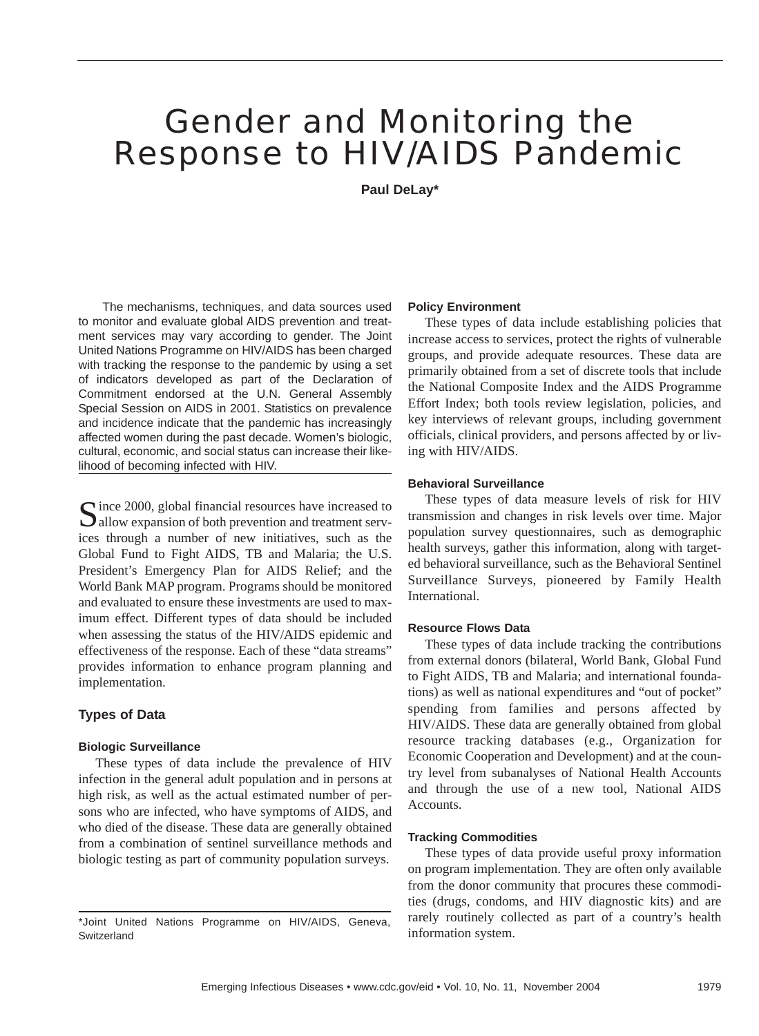# Gender and Monitoring the Response to HIV/AIDS Pandemic

**Paul DeLay***

The mechanisms, techniques, and data sources used to monitor and evaluate global AIDS prevention and treatment services may vary according to gender. The Joint United Nations Programme on HIV/AIDS has been charged with tracking the response to the pandemic by using a set of indicators developed as part of the Declaration of Commitment endorsed at the U.N. General Assembly Special Session on AIDS in 2001. Statistics on prevalence and incidence indicate that the pandemic has increasingly affected women during the past decade. Women's biologic, cultural, economic, and social status can increase their likelihood of becoming infected with HIV.

Since 2000, global financial resources have increased to allow expansion of both prevention and treatment services through a number of new initiatives, such as the Global Fund to Fight AIDS, TB and Malaria; the U.S. President's Emergency Plan for AIDS Relief; and the World Bank MAP program. Programs should be monitored and evaluated to ensure these investments are used to maximum effect. Different types of data should be included when assessing the status of the HIV/AIDS epidemic and effectiveness of the response. Each of these "data streams" provides information to enhance program planning and implementation.

## Types of Data

### Biologic Surveillance

These types of data include the prevalence of HIV infection in the general adult population and in persons at high risk, as well as the actual estimated number of persons who are infected, who have symptoms of AIDS, and who died of the disease. These data are generally obtained from a combination of sentinel surveillance methods and biologic testing as part of community population surveys.

### Policy Environment

These types of data include establishing policies that increase access to services, protect the rights of vulnerable groups, and provide adequate resources. These data are primarily obtained from a set of discrete tools that include the National Composite Index and the AIDS Programme Effort Index; both tools review legislation, policies, and key interviews of relevant groups, including government officials, clinical providers, and persons affected by or living with HIV/AIDS.

### Behavioral Surveillance

These types of data measure levels of risk for HIV transmission and changes in risk levels over time. Major population survey questionnaires, such as demographic health surveys, gather this information, along with targeted behavioral surveillance, such as the Behavioral Sentinel Surveillance Surveys, pioneered by Family Health International.

### Resource Flows Data

These types of data include tracking the contributions from external donors (bilateral, World Bank, Global Fund to Fight AIDS, TB and Malaria; and international foundations) as well as national expenditures and "out of pocket" spending from families and persons affected by HIV/AIDS. These data are generally obtained from global resource tracking databases (e.g., Organization for Economic Cooperation and Development) and at the country level from subanalyses of National Health Accounts and through the use of a new tool, National AIDS Accounts.

### Tracking Commodities

These types of data provide useful proxy information on program implementation. They are often only available from the donor community that procures these commodities (drugs, condoms, and HIV diagnostic kits) and are rarely routinely collected as part of a country's health information system.

*Joint United Nations Programme on HIV/AIDS, Geneva, Switzerland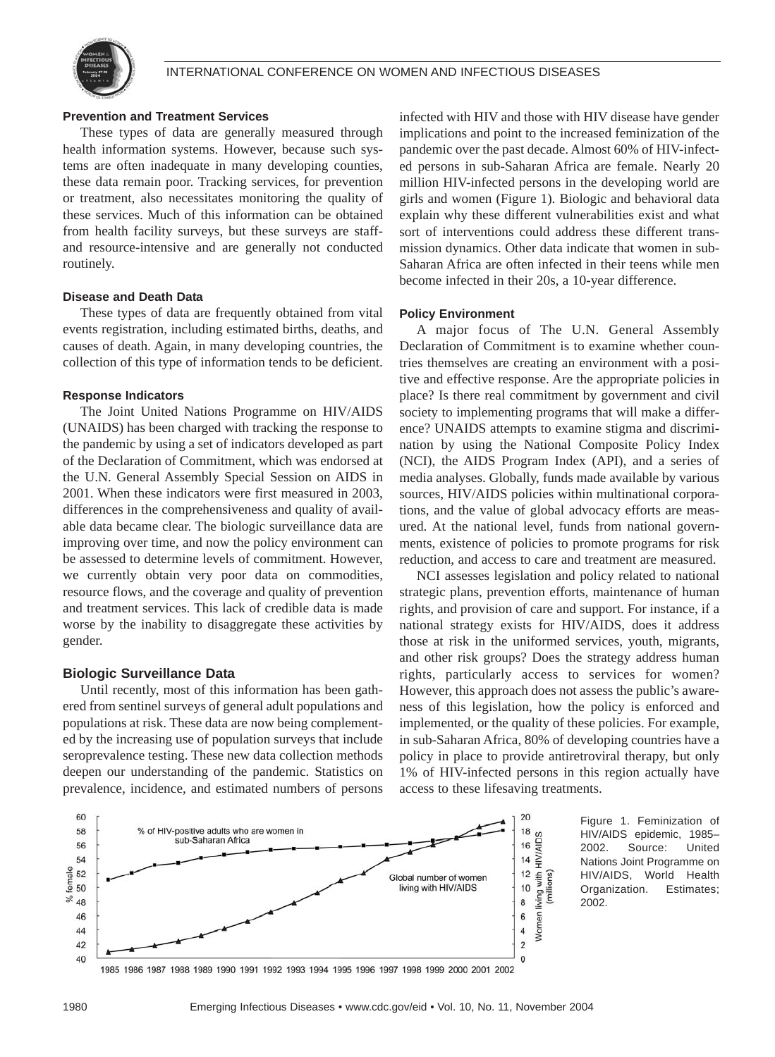### Prevention and Treatment Services

These types of data are generally measured through health information systems. However, because such systems are often inadequate in many developing counties, these data remain poor. Tracking services, for prevention or treatment, also necessitates monitoring the quality of these services. Much of this information can be obtained from health facility surveys, but these surveys are staff- and resource-intensive and are generally not conducted routinely.

### Disease and Death Data

These types of data are frequently obtained from vital events registration, including estimated births, deaths, and causes of death. Again, in many developing countries, the collection of this type of information tends to be deficient.

### Response Indicators

The Joint United Nations Programme on HIV/AIDS (UNAIDS) has been charged with tracking the response to the pandemic by using a set of indicators developed as part of the Declaration of Commitment, which was endorsed at the U.N. General Assembly Special Session on AIDS in 2001. When these indicators were first measured in 2003, differences in the comprehensiveness and quality of available data became clear. The biologic surveillance data are improving over time, and now the policy environment can be assessed to determine levels of commitment. However, we currently obtain very poor data on commodities, resource flows, and the coverage and quality of prevention and treatment services. This lack of credible data is made worse by the inability to disaggregate these activities by gender.

## Biologic Surveillance Data

Until recently, most of this information has been gathered from sentinel surveys of general adult populations and populations at risk. These data are now being complemented by the increasing use of population surveys that include seroprevalence testing. These new data collection methods deepen our understanding of the pandemic. Statistics on prevalence, incidence, and estimated numbers of persons infected with HIV and those with HIV disease have gender implications and point to the increased feminization of the pandemic over the past decade. Almost 60% of HIV-infected persons in sub-Saharan Africa are female. Nearly 20 million HIV-infected persons in the developing world are girls and women (Figure 1). Biologic and behavioral data explain why these different vulnerabilities exist and what sort of interventions could address these different transmission dynamics. Other data indicate that women in sub-Saharan Africa are often infected in their teens while men become infected in their 20s, a 10-year difference.

### Policy Environment

A major focus of The U.N. General Assembly Declaration of Commitment is to examine whether countries themselves are creating an environment with a positive and effective response. Are the appropriate policies in place? Is there real commitment by government and civil society to implementing programs that will make a difference? UNAIDS attempts to examine stigma and discrimination by using the National Composite Policy Index (NCI), the AIDS Program Index (API), and a series of media analyses. Globally, funds made available by various sources, HIV/AIDS policies within multinational corporations, and the value of global advocacy efforts are measured. At the national level, funds from national governments, existence of policies to promote programs for risk reduction, and access to care and treatment are measured.

NCI assesses legislation and policy related to national strategic plans, prevention efforts, maintenance of human rights, and provision of care and support. For instance, if a national strategy exists for HIV/AIDS, does it address those at risk in the uniformed services, youth, migrants, and other risk groups? Does the strategy address human rights, particularly access to services for women? However, this approach does not assess the public's awareness of this legislation, how the policy is enforced and implemented, or the quality of these policies. For example, in sub-Saharan Africa, 80% of developing countries have a policy in place to provide antiretroviral therapy, but only 1% of HIV-infected persons in this region actually have access to these lifesaving treatments.

Figure 1. Feminization of HIV/AIDS epidemic, 1985–2002. Source: United Nations Joint Programme on HIV/AIDS, World Health Organization. Estimates; 2002.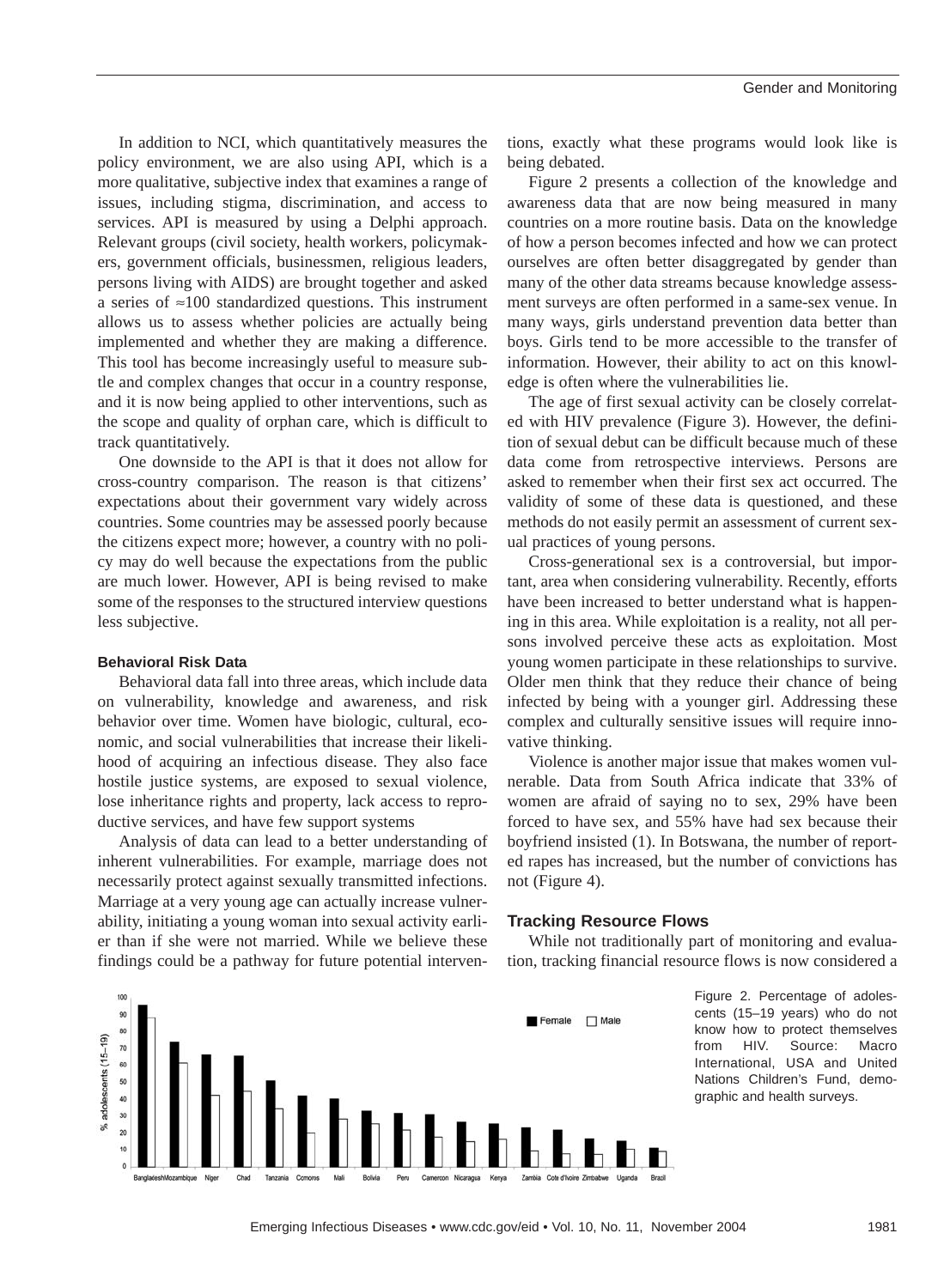In addition to NCI, which quantitatively measures the policy environment, we are also using API, which is a more qualitative, subjective index that examines a range of issues, including stigma, discrimination, and access to services. API is measured by using a Delphi approach. Relevant groups (civil society, health workers, policymakers, government officials, businessmen, religious leaders, persons living with AIDS) are brought together and asked a series of ≈100 standardized questions. This instrument allows us to assess whether policies are actually being implemented and whether they are making a difference. This tool has become increasingly useful to measure subtle and complex changes that occur in a country response, and it is now being applied to other interventions, such as the scope and quality of orphan care, which is difficult to track quantitatively.

One downside to the API is that it does not allow for cross-country comparison. The reason is that citizens' expectations about their government vary widely across countries. Some countries may be assessed poorly because the citizens expect more; however, a country with no policy may do well because the expectations from the public are much lower. However, API is being revised to make some of the responses to the structured interview questions less subjective.

#### Behavioral Risk Data

Behavioral data fall into three areas, which include data on vulnerability, knowledge and awareness, and risk behavior over time. Women have biologic, cultural, economic, and social vulnerabilities that increase their likelihood of acquiring an infectious disease. They also face hostile justice systems, are exposed to sexual violence, lose inheritance rights and property, lack access to reproductive services, and have few support systems

Analysis of data can lead to a better understanding of inherent vulnerabilities. For example, marriage does not necessarily protect against sexually transmitted infections. Marriage at a very young age can actually increase vulnerability, initiating a young woman into sexual activity earlier than if she were not married. While we believe these findings could be a pathway for future potential interventions, exactly what these programs would look like is being debated.

Figure 2 presents a collection of the knowledge and awareness data that are now being measured in many countries on a more routine basis. Data on the knowledge of how a person becomes infected and how we can protect ourselves are often better disaggregated by gender than many of the other data streams because knowledge assessment surveys are often performed in a same-sex venue. In many ways, girls understand prevention data better than boys. Girls tend to be more accessible to the transfer of information. However, their ability to act on this knowledge is often where the vulnerabilities lie.

The age of first sexual activity can be closely correlated with HIV prevalence (Figure 3). However, the definition of sexual debut can be difficult because much of these data come from retrospective interviews. Persons are asked to remember when their first sex act occurred. The validity of some of these data is questioned, and these methods do not easily permit an assessment of current sexual practices of young persons.

Cross-generational sex is a controversial, but important, area when considering vulnerability. Recently, efforts have been increased to better understand what is happening in this area. While exploitation is a reality, not all persons involved perceive these acts as exploitation. Most young women participate in these relationships to survive. Older men think that they reduce their chance of being infected by being with a younger girl. Addressing these complex and culturally sensitive issues will require innovative thinking.

Violence is another major issue that makes women vulnerable. Data from South Africa indicate that 33% of women are afraid of saying no to sex, 29% have been forced to have sex, and 55% have had sex because their boyfriend insisted (1). In Botswana, the number of reported rapes has increased, but the number of convictions has not (Figure 4).

#### Tracking Resource Flows

While not traditionally part of monitoring and evaluation, tracking financial resource flows is now considered a

Figure 2. Percentage of adolescents (15–19 years) who do not know how to protect themselves from HIV. Source: Macro International, USA and United Nations Children's Fund, demographic and health surveys.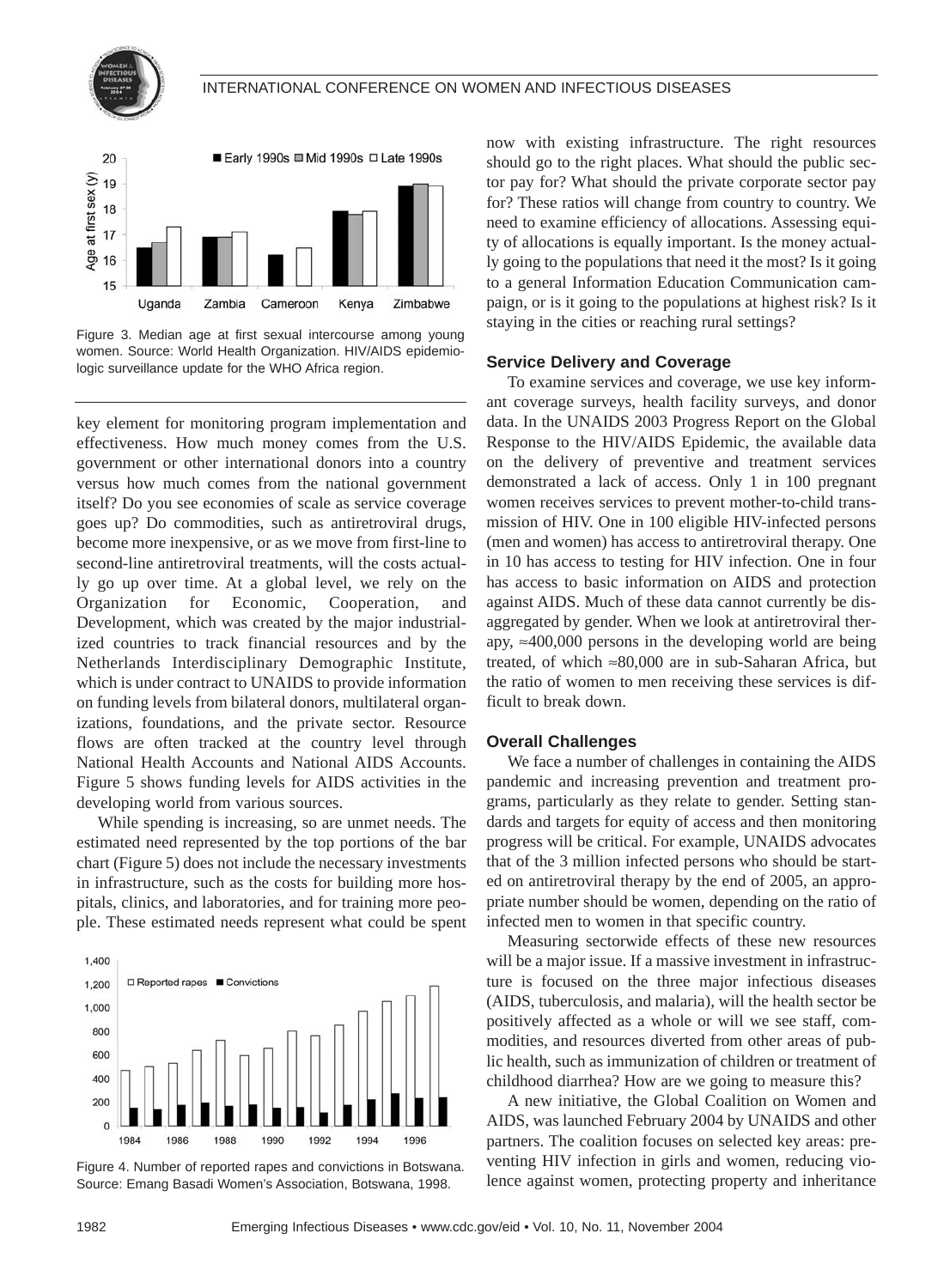Figure 3. Median age at first sexual intercourse among young women. Source: World Health Organization. HIV/AIDS epidemiologic surveillance update for the WHO Africa region.

key element for monitoring program implementation and effectiveness. How much money comes from the U.S. government or other international donors into a country versus how much comes from the national government itself? Do you see economies of scale as service coverage goes up? Do commodities, such as antiretroviral drugs, become more inexpensive, or as we move from first-line to second-line antiretroviral treatments, will the costs actually go up over time. At a global level, we rely on the Organization for Economic, Cooperation, and Development, which was created by the major industrialized countries to track financial resources and by the Netherlands Interdisciplinary Demographic Institute, which is under contract to UNAIDS to provide information on funding levels from bilateral donors, multilateral organizations, foundations, and the private sector. Resource flows are often tracked at the country level through National Health Accounts and National AIDS Accounts. Figure 5 shows funding levels for AIDS activities in the developing world from various sources.

While spending is increasing, so are unmet needs. The estimated need represented by the top portions of the bar chart (Figure 5) does not include the necessary investments in infrastructure, such as the costs for building more hospitals, clinics, and laboratories, and for training more people. These estimated needs represent what could be spent

Figure 4. Number of reported rapes and convictions in Botswana. Source: Emang Basadi Women's Association, Botswana, 1998.

now with existing infrastructure. The right resources should go to the right places. What should the public sector pay for? What should the private corporate sector pay for? These ratios will change from country to country. We need to examine efficiency of allocations. Assessing equity of allocations is equally important. Is the money actually going to the populations that need it the most? Is it going to a general Information Education Communication campaign, or is it going to the populations at highest risk? Is it staying in the cities or reaching rural settings?

### Service Delivery and Coverage

To examine services and coverage, we use key informant coverage surveys, health facility surveys, and donor data. In the UNAIDS 2003 Progress Report on the Global Response to the HIV/AIDS Epidemic, the available data on the delivery of preventive and treatment services demonstrated a lack of access. Only 1 in 100 pregnant women receives services to prevent mother-to-child transmission of HIV. One in 100 eligible HIV-infected persons (men and women) has access to antiretroviral therapy. One in 10 has access to testing for HIV infection. One in four has access to basic information on AIDS and protection against AIDS. Much of these data cannot currently be disaggregated by gender. When we look at antiretroviral therapy, ≈400,000 persons in the developing world are being treated, of which ≈80,000 are in sub-Saharan Africa, but the ratio of women to men receiving these services is difficult to break down.

### Overall Challenges

We face a number of challenges in containing the AIDS pandemic and increasing prevention and treatment programs, particularly as they relate to gender. Setting standards and targets for equity of access and then monitoring progress will be critical. For example, UNAIDS advocates that of the 3 million infected persons who should be started on antiretroviral therapy by the end of 2005, an appropriate number should be women, depending on the ratio of infected men to women in that specific country.

Measuring sectorwide effects of these new resources will be a major issue. If a massive investment in infrastructure is focused on the three major infectious diseases (AIDS, tuberculosis, and malaria), will the health sector be positively affected as a whole or will we see staff, commodities, and resources diverted from other areas of public health, such as immunization of children or treatment of childhood diarrhea? How are we going to measure this?

A new initiative, the Global Coalition on Women and AIDS, was launched February 2004 by UNAIDS and other partners. The coalition focuses on selected key areas: preventing HIV infection in girls and women, reducing violence against women, protecting property and inheritance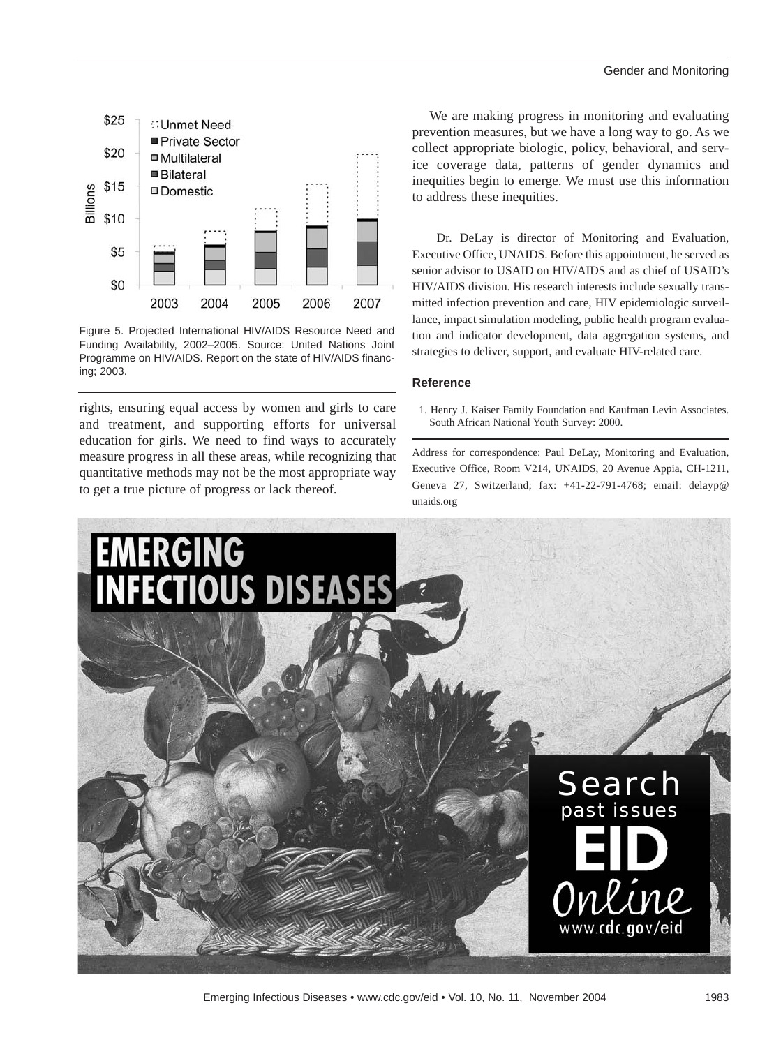$25

$20

$15

$10

$5

$0

Billions

Unmet Need

Private Sector

Multilateral

Bilateral

Domestic

2003 2004 2005 2006 2007

Figure 5. Projected International HIV/AIDS Resource Need and Funding Availability, 2002–2005. Source: United Nations Joint Programme on HIV/AIDS. Report on the state of HIV/AIDS financing; 2003.

rights, ensuring equal access by women and girls to care and treatment, and supporting efforts for universal education for girls. We need to find ways to accurately measure progress in all these areas, while recognizing that quantitative methods may not be the most appropriate way to get a true picture of progress or lack thereof.

We are making progress in monitoring and evaluating prevention measures, but we have a long way to go. As we collect appropriate biologic, policy, behavioral, and service coverage data, patterns of gender dynamics and inequities begin to emerge. We must use this information to address these inequities.

Dr. DeLay is director of Monitoring and Evaluation, Executive Office, UNAIDS. Before this appointment, he served as senior advisor to USAID on HIV/AIDS and as chief of USAID's HIV/AIDS division. His research interests include sexually transmitted infection prevention and care, HIV epidemiologic surveillance, impact simulation modeling, public health program evaluation and indicator development, data aggregation systems, and strategies to deliver, support, and evaluate HIV-related care.

### Reference

1. Henry J. Kaiser Family Foundation and Kaufman Levin Associates. South African National Youth Survey: 2000.

Address for correspondence: Paul DeLay, Monitoring and Evaluation, Executive Office, Room V214, UNAIDS, 20 Avenue Appia, CH-1211, Geneva 27, Switzerland; fax: +41-22-791-4768; email: delayp@unaids.org

EMERGING INFECTIOUS DISEASES

Search past issues EID Online www.cdc.gov/eid